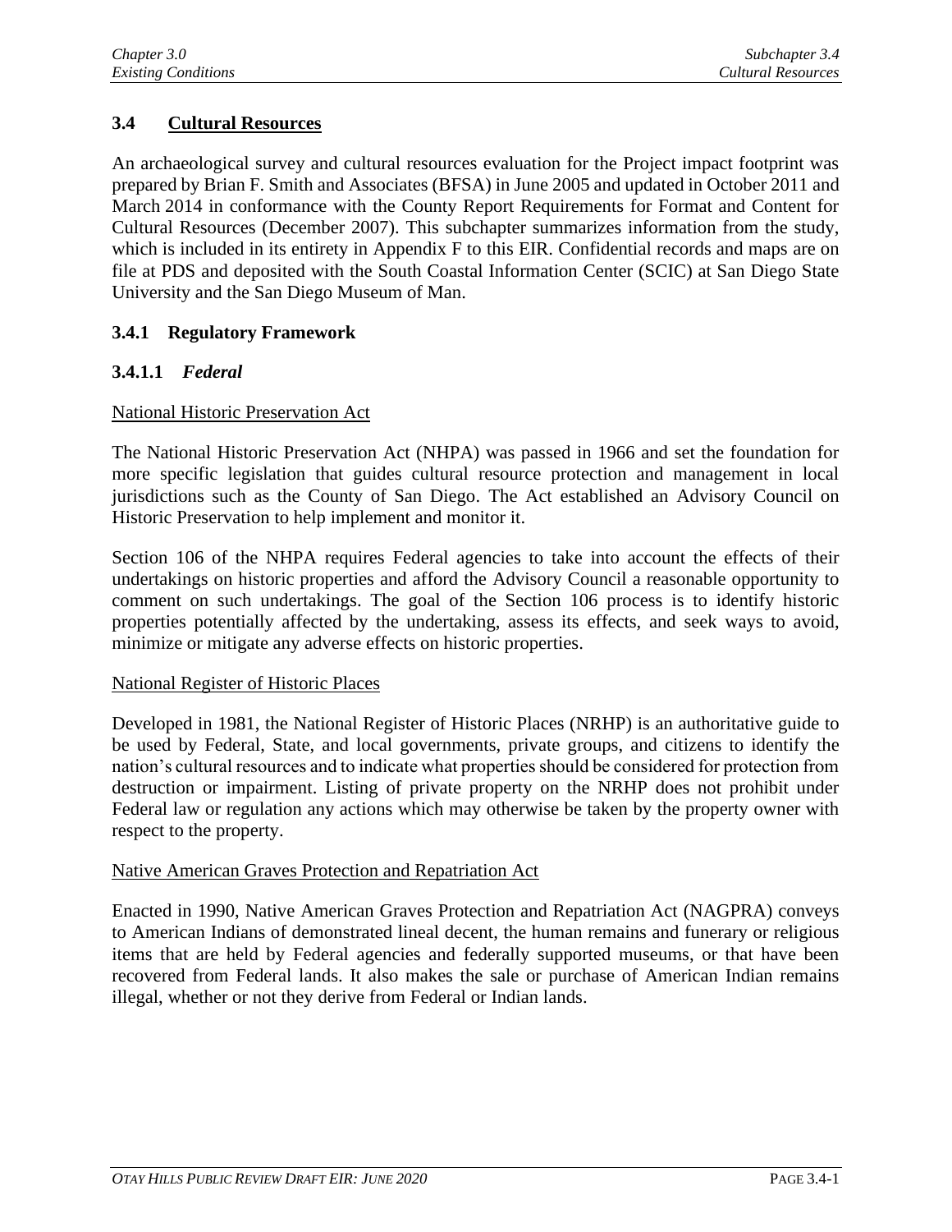## 3.4 Cultural Resources

An archaeological survey and cultural resources evaluation for the Project impact footprint was prepared by Brian F. Smith and Associates (BFSA) in June 2005 and updated in October 2011 and March 2014 in conformance with the County Report Requirements for Format and Content for Cultural Resources (December 2007). This subchapter summarizes information from the study, which is included in its entirety in Appendix F to this EIR. Confidential records and maps are on file at PDS and deposited with the South Coastal Information Center (SCIC) at San Diego State University and the San Diego Museum of Man.

### 3.4.1 Regulatory Framework

#### 3.4.1.1 *Federal*

National Historic Preservation Act

The National Historic Preservation Act (NHPA) was passed in 1966 and set the foundation for more specific legislation that guides cultural resource protection and management in local jurisdictions such as the County of San Diego. The Act established an Advisory Council on Historic Preservation to help implement and monitor it.

Section 106 of the NHPA requires Federal agencies to take into account the effects of their undertakings on historic properties and afford the Advisory Council a reasonable opportunity to comment on such undertakings. The goal of the Section 106 process is to identify historic properties potentially affected by the undertaking, assess its effects, and seek ways to avoid, minimize or mitigate any adverse effects on historic properties.

National Register of Historic Places

Developed in 1981, the National Register of Historic Places (NRHP) is an authoritative guide to be used by Federal, State, and local governments, private groups, and citizens to identify the nation's cultural resources and to indicate what properties should be considered for protection from destruction or impairment. Listing of private property on the NRHP does not prohibit under Federal law or regulation any actions which may otherwise be taken by the property owner with respect to the property.

Native American Graves Protection and Repatriation Act

Enacted in 1990, Native American Graves Protection and Repatriation Act (NAGPRA) conveys to American Indians of demonstrated lineal decent, the human remains and funerary or religious items that are held by Federal agencies and federally supported museums, or that have been recovered from Federal lands. It also makes the sale or purchase of American Indian remains illegal, whether or not they derive from Federal or Indian lands.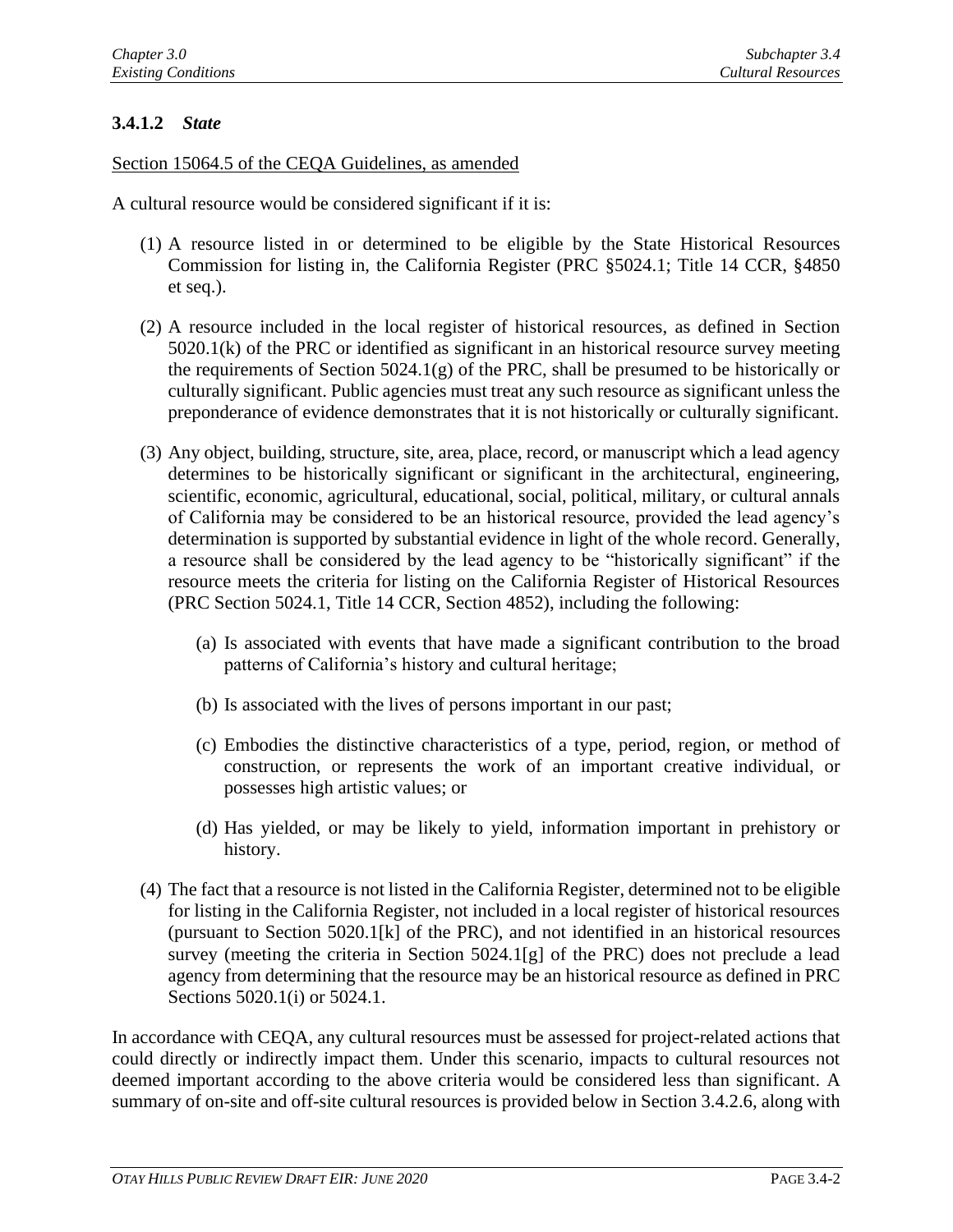### 3.4.1.2 *State*

Section 15064.5 of the CEQA Guidelines, as amended

A cultural resource would be considered significant if it is:

(1) A resource listed in or determined to be eligible by the State Historical Resources Commission for listing in, the California Register (PRC §5024.1; Title 14 CCR, §4850 et seq.).

(2) A resource included in the local register of historical resources, as defined in Section 5020.1(k) of the PRC or identified as significant in an historical resource survey meeting the requirements of Section 5024.1(g) of the PRC, shall be presumed to be historically or culturally significant. Public agencies must treat any such resource as significant unless the preponderance of evidence demonstrates that it is not historically or culturally significant.

(3) Any object, building, structure, site, area, place, record, or manuscript which a lead agency determines to be historically significant or significant in the architectural, engineering, scientific, economic, agricultural, educational, social, political, military, or cultural annals of California may be considered to be an historical resource, provided the lead agency's determination is supported by substantial evidence in light of the whole record. Generally, a resource shall be considered by the lead agency to be "historically significant" if the resource meets the criteria for listing on the California Register of Historical Resources (PRC Section 5024.1, Title 14 CCR, Section 4852), including the following:

   (a) Is associated with events that have made a significant contribution to the broad patterns of California's history and cultural heritage;

   (b) Is associated with the lives of persons important in our past;

   (c) Embodies the distinctive characteristics of a type, period, region, or method of construction, or represents the work of an important creative individual, or possesses high artistic values; or

   (d) Has yielded, or may be likely to yield, information important in prehistory or history.

(4) The fact that a resource is not listed in the California Register, determined not to be eligible for listing in the California Register, not included in a local register of historical resources (pursuant to Section 5020.1[k] of the PRC), and not identified in an historical resources survey (meeting the criteria in Section 5024.1[g] of the PRC) does not preclude a lead agency from determining that the resource may be an historical resource as defined in PRC Sections 5020.1(i) or 5024.1.

In accordance with CEQA, any cultural resources must be assessed for project-related actions that could directly or indirectly impact them. Under this scenario, impacts to cultural resources not deemed important according to the above criteria would be considered less than significant. A summary of on-site and off-site cultural resources is provided below in Section 3.4.2.6, along with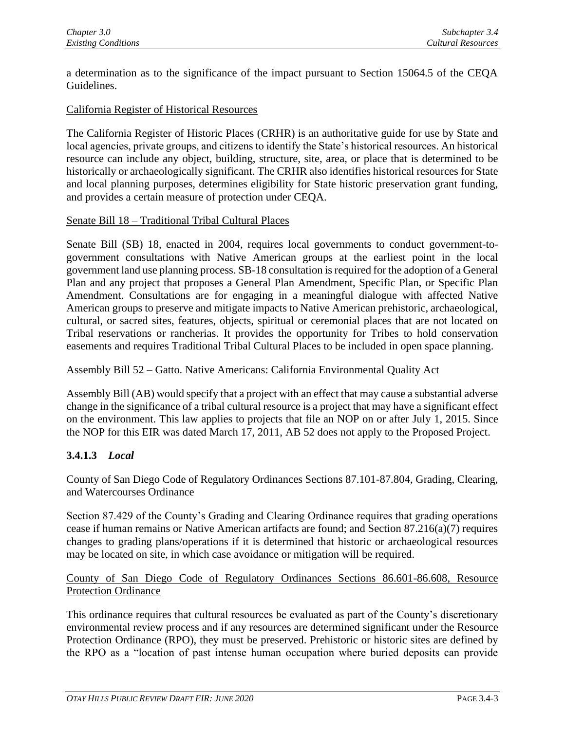a determination as to the significance of the impact pursuant to Section 15064.5 of the CEQA Guidelines.

California Register of Historical Resources

The California Register of Historic Places (CRHR) is an authoritative guide for use by State and local agencies, private groups, and citizens to identify the State's historical resources. An historical resource can include any object, building, structure, site, area, or place that is determined to be historically or archaeologically significant. The CRHR also identifies historical resources for State and local planning purposes, determines eligibility for State historic preservation grant funding, and provides a certain measure of protection under CEQA.

Senate Bill 18 – Traditional Tribal Cultural Places

Senate Bill (SB) 18, enacted in 2004, requires local governments to conduct government-to-government consultations with Native American groups at the earliest point in the local government land use planning process. SB-18 consultation is required for the adoption of a General Plan and any project that proposes a General Plan Amendment, Specific Plan, or Specific Plan Amendment. Consultations are for engaging in a meaningful dialogue with affected Native American groups to preserve and mitigate impacts to Native American prehistoric, archaeological, cultural, or sacred sites, features, objects, spiritual or ceremonial places that are not located on Tribal reservations or rancherias. It provides the opportunity for Tribes to hold conservation easements and requires Traditional Tribal Cultural Places to be included in open space planning.

Assembly Bill 52 – Gatto. Native Americans: California Environmental Quality Act

Assembly Bill (AB) would specify that a project with an effect that may cause a substantial adverse change in the significance of a tribal cultural resource is a project that may have a significant effect on the environment. This law applies to projects that file an NOP on or after July 1, 2015. Since the NOP for this EIR was dated March 17, 2011, AB 52 does not apply to the Proposed Project.

### 3.4.1.3 *Local*

County of San Diego Code of Regulatory Ordinances Sections 87.101-87.804, Grading, Clearing, and Watercourses Ordinance

Section 87.429 of the County's Grading and Clearing Ordinance requires that grading operations cease if human remains or Native American artifacts are found; and Section 87.216(a)(7) requires changes to grading plans/operations if it is determined that historic or archaeological resources may be located on site, in which case avoidance or mitigation will be required.

County of San Diego Code of Regulatory Ordinances Sections 86.601-86.608, Resource Protection Ordinance

This ordinance requires that cultural resources be evaluated as part of the County's discretionary environmental review process and if any resources are determined significant under the Resource Protection Ordinance (RPO), they must be preserved. Prehistoric or historic sites are defined by the RPO as a "location of past intense human occupation where buried deposits can provide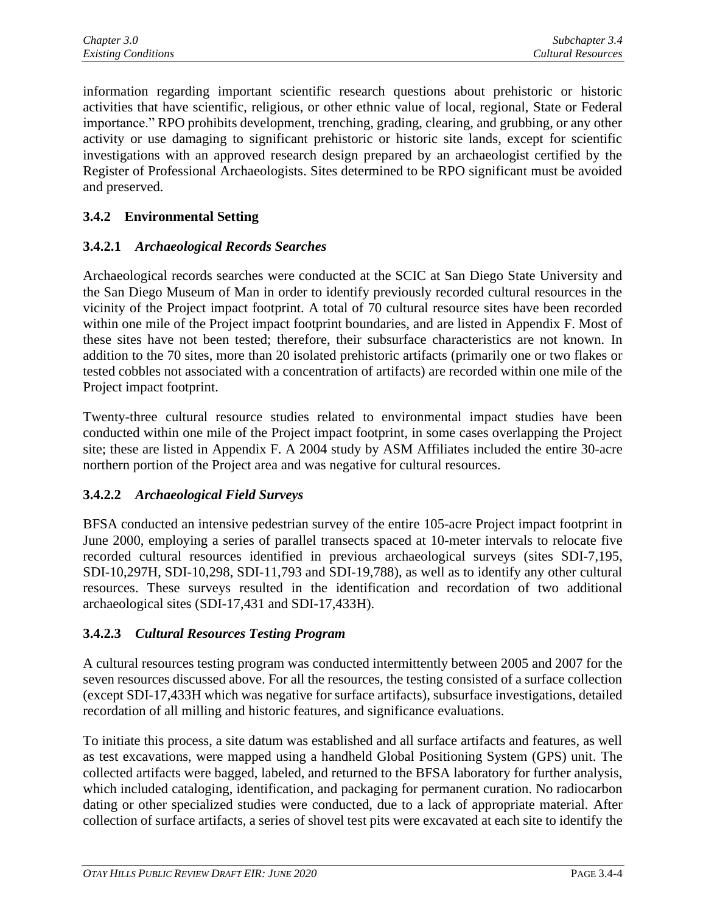information regarding important scientific research questions about prehistoric or historic activities that have scientific, religious, or other ethnic value of local, regional, State or Federal importance." RPO prohibits development, trenching, grading, clearing, and grubbing, or any other activity or use damaging to significant prehistoric or historic site lands, except for scientific investigations with an approved research design prepared by an archaeologist certified by the Register of Professional Archaeologists. Sites determined to be RPO significant must be avoided and preserved.

### 3.4.2 Environmental Setting

#### 3.4.2.1 *Archaeological Records Searches*

Archaeological records searches were conducted at the SCIC at San Diego State University and the San Diego Museum of Man in order to identify previously recorded cultural resources in the vicinity of the Project impact footprint. A total of 70 cultural resource sites have been recorded within one mile of the Project impact footprint boundaries, and are listed in Appendix F. Most of these sites have not been tested; therefore, their subsurface characteristics are not known. In addition to the 70 sites, more than 20 isolated prehistoric artifacts (primarily one or two flakes or tested cobbles not associated with a concentration of artifacts) are recorded within one mile of the Project impact footprint.

Twenty-three cultural resource studies related to environmental impact studies have been conducted within one mile of the Project impact footprint, in some cases overlapping the Project site; these are listed in Appendix F. A 2004 study by ASM Affiliates included the entire 30-acre northern portion of the Project area and was negative for cultural resources.

#### 3.4.2.2 *Archaeological Field Surveys*

BFSA conducted an intensive pedestrian survey of the entire 105-acre Project impact footprint in June 2000, employing a series of parallel transects spaced at 10-meter intervals to relocate five recorded cultural resources identified in previous archaeological surveys (sites SDI-7,195, SDI-10,297H, SDI-10,298, SDI-11,793 and SDI-19,788), as well as to identify any other cultural resources. These surveys resulted in the identification and recordation of two additional archaeological sites (SDI-17,431 and SDI-17,433H).

#### 3.4.2.3 *Cultural Resources Testing Program*

A cultural resources testing program was conducted intermittently between 2005 and 2007 for the seven resources discussed above. For all the resources, the testing consisted of a surface collection (except SDI-17,433H which was negative for surface artifacts), subsurface investigations, detailed recordation of all milling and historic features, and significance evaluations.

To initiate this process, a site datum was established and all surface artifacts and features, as well as test excavations, were mapped using a handheld Global Positioning System (GPS) unit. The collected artifacts were bagged, labeled, and returned to the BFSA laboratory for further analysis, which included cataloging, identification, and packaging for permanent curation. No radiocarbon dating or other specialized studies were conducted, due to a lack of appropriate material. After collection of surface artifacts, a series of shovel test pits were excavated at each site to identify the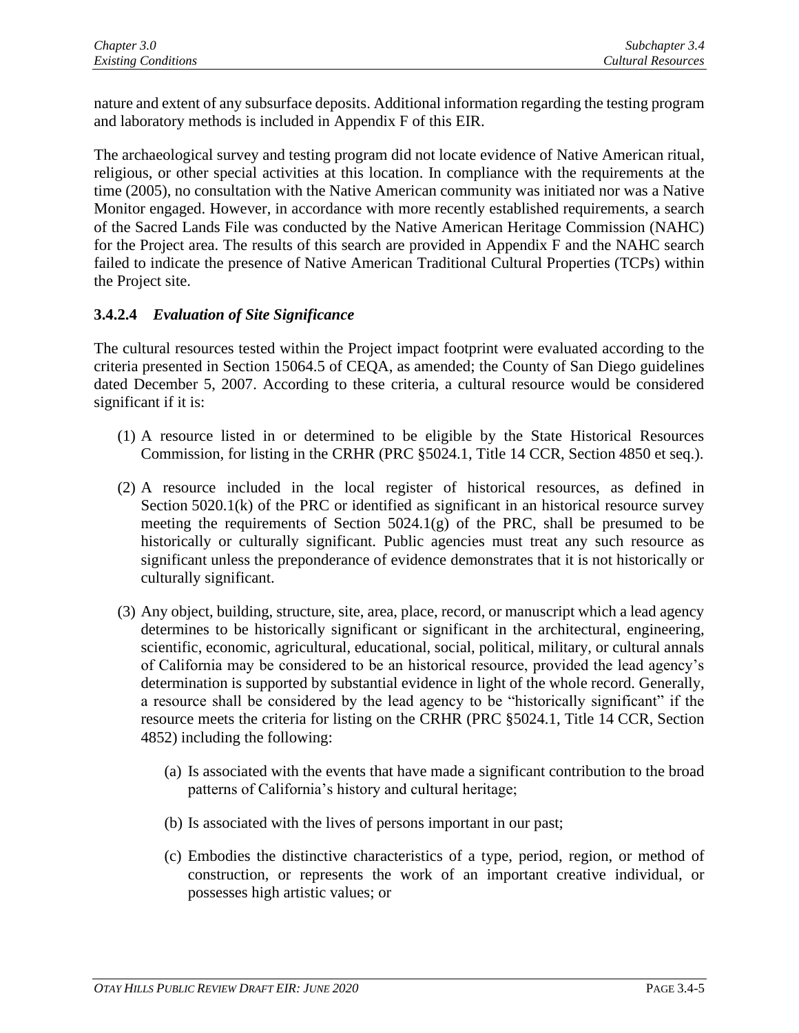nature and extent of any subsurface deposits. Additional information regarding the testing program and laboratory methods is included in Appendix F of this EIR.

The archaeological survey and testing program did not locate evidence of Native American ritual, religious, or other special activities at this location. In compliance with the requirements at the time (2005), no consultation with the Native American community was initiated nor was a Native Monitor engaged. However, in accordance with more recently established requirements, a search of the Sacred Lands File was conducted by the Native American Heritage Commission (NAHC) for the Project area. The results of this search are provided in Appendix F and the NAHC search failed to indicate the presence of Native American Traditional Cultural Properties (TCPs) within the Project site.

#### 3.4.2.4 *Evaluation of Site Significance*

The cultural resources tested within the Project impact footprint were evaluated according to the criteria presented in Section 15064.5 of CEQA, as amended; the County of San Diego guidelines dated December 5, 2007. According to these criteria, a cultural resource would be considered significant if it is:

(1) A resource listed in or determined to be eligible by the State Historical Resources Commission, for listing in the CRHR (PRC §5024.1, Title 14 CCR, Section 4850 et seq.).

(2) A resource included in the local register of historical resources, as defined in Section 5020.1(k) of the PRC or identified as significant in an historical resource survey meeting the requirements of Section 5024.1(g) of the PRC, shall be presumed to be historically or culturally significant. Public agencies must treat any such resource as significant unless the preponderance of evidence demonstrates that it is not historically or culturally significant.

(3) Any object, building, structure, site, area, place, record, or manuscript which a lead agency determines to be historically significant or significant in the architectural, engineering, scientific, economic, agricultural, educational, social, political, military, or cultural annals of California may be considered to be an historical resource, provided the lead agency's determination is supported by substantial evidence in light of the whole record. Generally, a resource shall be considered by the lead agency to be "historically significant" if the resource meets the criteria for listing on the CRHR (PRC §5024.1, Title 14 CCR, Section 4852) including the following:

   (a) Is associated with the events that have made a significant contribution to the broad patterns of California's history and cultural heritage;

   (b) Is associated with the lives of persons important in our past;

   (c) Embodies the distinctive characteristics of a type, period, region, or method of construction, or represents the work of an important creative individual, or possesses high artistic values; or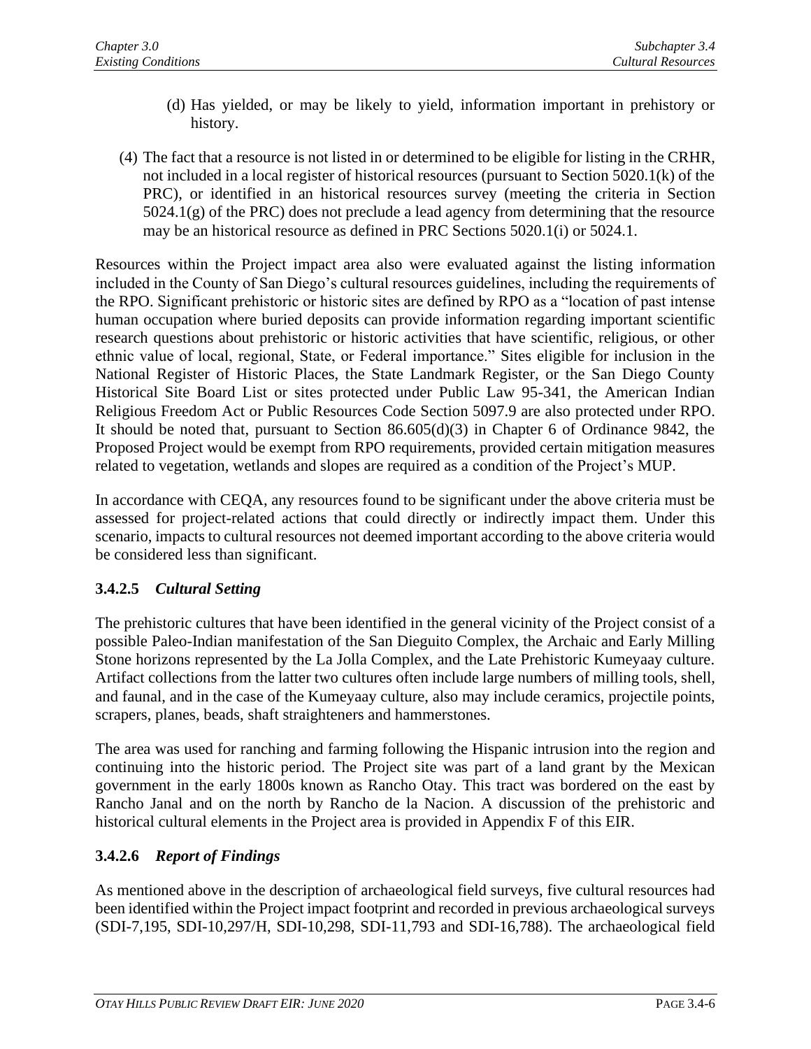(d) Has yielded, or may be likely to yield, information important in prehistory or history.

(4) The fact that a resource is not listed in or determined to be eligible for listing in the CRHR, not included in a local register of historical resources (pursuant to Section 5020.1(k) of the PRC), or identified in an historical resources survey (meeting the criteria in Section 5024.1(g) of the PRC) does not preclude a lead agency from determining that the resource may be an historical resource as defined in PRC Sections 5020.1(i) or 5024.1.

Resources within the Project impact area also were evaluated against the listing information included in the County of San Diego's cultural resources guidelines, including the requirements of the RPO. Significant prehistoric or historic sites are defined by RPO as a "location of past intense human occupation where buried deposits can provide information regarding important scientific research questions about prehistoric or historic activities that have scientific, religious, or other ethnic value of local, regional, State, or Federal importance." Sites eligible for inclusion in the National Register of Historic Places, the State Landmark Register, or the San Diego County Historical Site Board List or sites protected under Public Law 95-341, the American Indian Religious Freedom Act or Public Resources Code Section 5097.9 are also protected under RPO. It should be noted that, pursuant to Section 86.605(d)(3) in Chapter 6 of Ordinance 9842, the Proposed Project would be exempt from RPO requirements, provided certain mitigation measures related to vegetation, wetlands and slopes are required as a condition of the Project's MUP.

In accordance with CEQA, any resources found to be significant under the above criteria must be assessed for project-related actions that could directly or indirectly impact them. Under this scenario, impacts to cultural resources not deemed important according to the above criteria would be considered less than significant.

### 3.4.2.5 *Cultural Setting*

The prehistoric cultures that have been identified in the general vicinity of the Project consist of a possible Paleo-Indian manifestation of the San Dieguito Complex, the Archaic and Early Milling Stone horizons represented by the La Jolla Complex, and the Late Prehistoric Kumeyaay culture. Artifact collections from the latter two cultures often include large numbers of milling tools, shell, and faunal, and in the case of the Kumeyaay culture, also may include ceramics, projectile points, scrapers, planes, beads, shaft straighteners and hammerstones.

The area was used for ranching and farming following the Hispanic intrusion into the region and continuing into the historic period. The Project site was part of a land grant by the Mexican government in the early 1800s known as Rancho Otay. This tract was bordered on the east by Rancho Janal and on the north by Rancho de la Nacion. A discussion of the prehistoric and historical cultural elements in the Project area is provided in Appendix F of this EIR.

### 3.4.2.6 *Report of Findings*

As mentioned above in the description of archaeological field surveys, five cultural resources had been identified within the Project impact footprint and recorded in previous archaeological surveys (SDI-7,195, SDI-10,297/H, SDI-10,298, SDI-11,793 and SDI-16,788). The archaeological field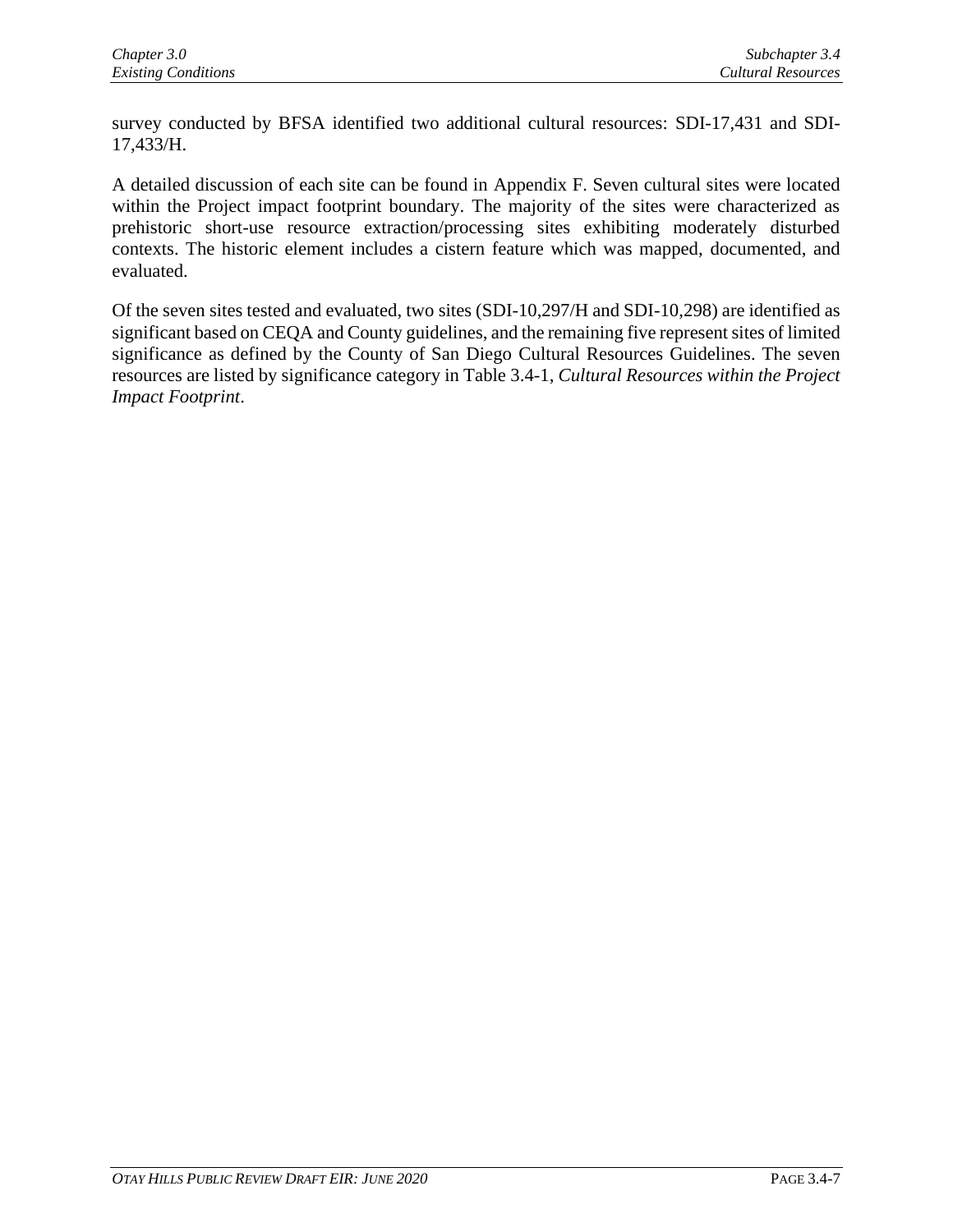survey conducted by BFSA identified two additional cultural resources: SDI-17,431 and SDI-17,433/H.

A detailed discussion of each site can be found in Appendix F. Seven cultural sites were located within the Project impact footprint boundary. The majority of the sites were characterized as prehistoric short-use resource extraction/processing sites exhibiting moderately disturbed contexts. The historic element includes a cistern feature which was mapped, documented, and evaluated.

Of the seven sites tested and evaluated, two sites (SDI-10,297/H and SDI-10,298) are identified as significant based on CEQA and County guidelines, and the remaining five represent sites of limited significance as defined by the County of San Diego Cultural Resources Guidelines. The seven resources are listed by significance category in Table 3.4-1, *Cultural Resources within the Project Impact Footprint*.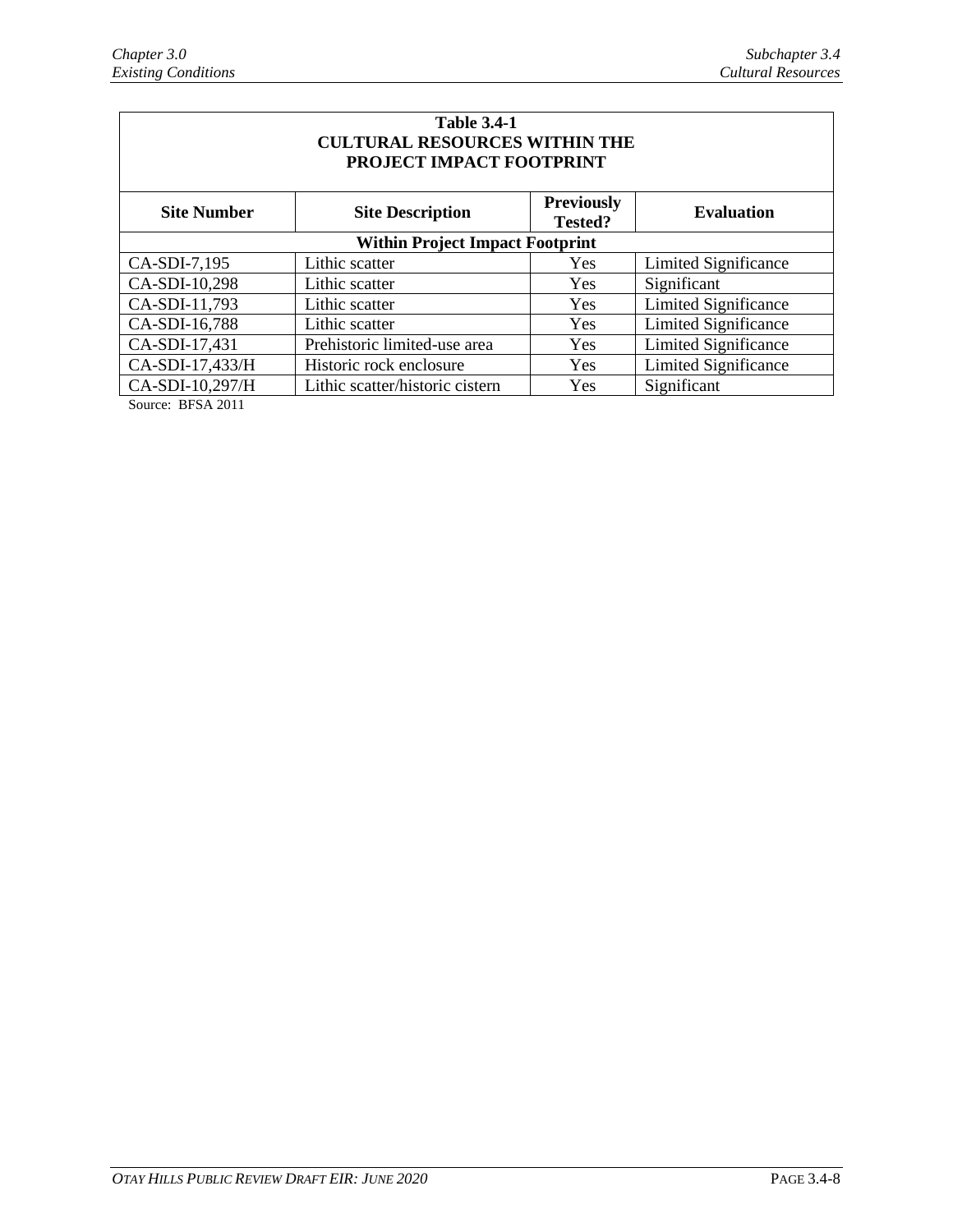**Table 3.4-1**
**CULTURAL RESOURCES WITHIN THE PROJECT IMPACT FOOTPRINT**

| Site Number | Site Description | Previously Tested? | Evaluation |
|---|---|---|---|
| **Within Project Impact Footprint** | | | |
| CA-SDI-7,195 | Lithic scatter | Yes | Limited Significance |
| CA-SDI-10,298 | Lithic scatter | Yes | Significant |
| CA-SDI-11,793 | Lithic scatter | Yes | Limited Significance |
| CA-SDI-16,788 | Lithic scatter | Yes | Limited Significance |
| CA-SDI-17,431 | Prehistoric limited-use area | Yes | Limited Significance |
| CA-SDI-17,433/H | Historic rock enclosure | Yes | Limited Significance |
| CA-SDI-10,297/H | Lithic scatter/historic cistern | Yes | Significant |

Source: BFSA 2011